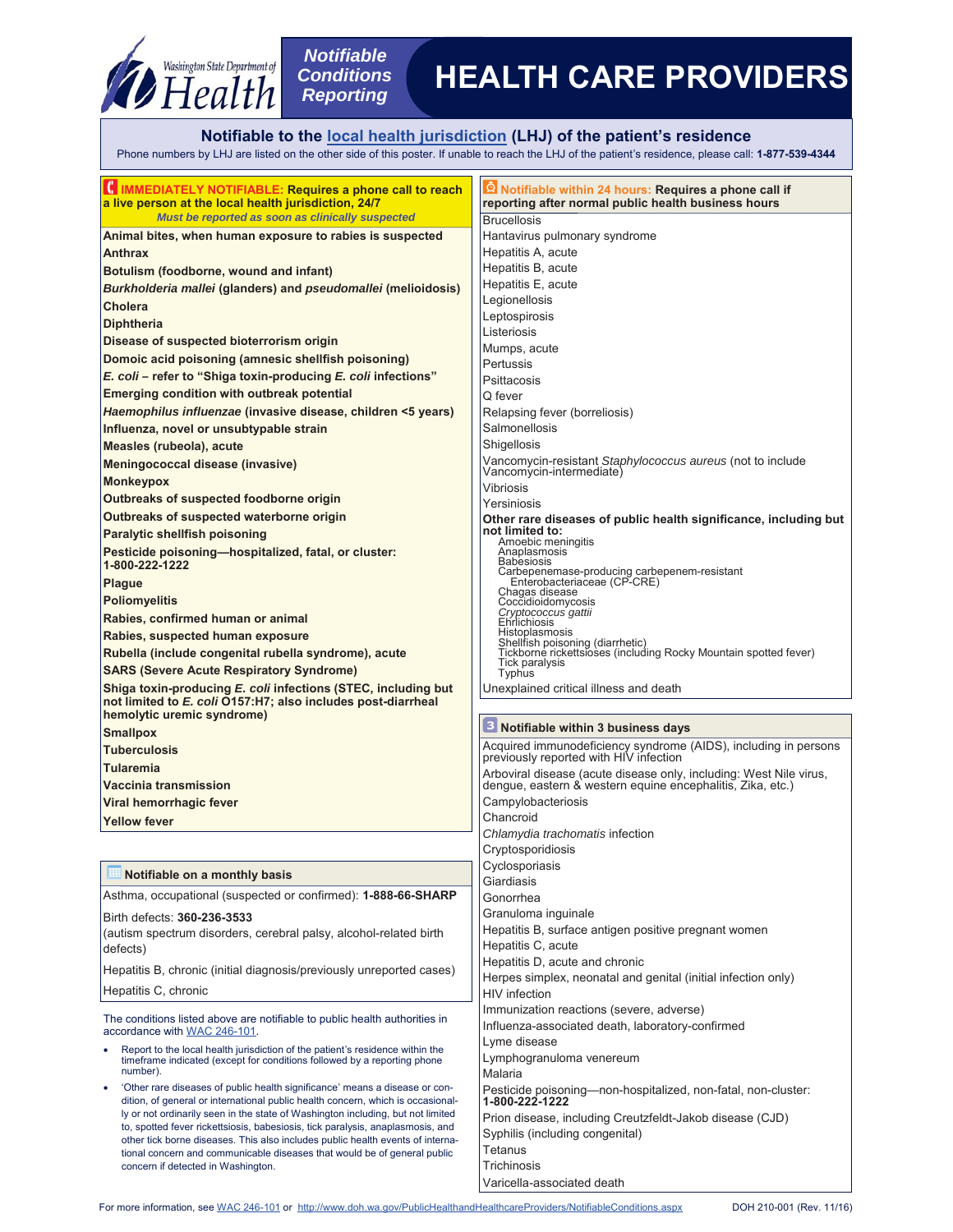# Notifiable Conditions Reporting

# HEALTH CARE PROVIDERS

Washington State Department of Health

## Notifiable to the local health jurisdiction (LHJ) of the patient's residence

Phone numbers by LHJ are listed on the other side of this poster. If unable to reach the LHJ of the patient's residence, please call: **1-877-539-4344**

### IMMEDIATELY NOTIFIABLE: Requires a phone call to reach a live person at the local health jurisdiction, 24/7

*Must be reported as soon as clinically suspected*

- **Animal bites, when human exposure to rabies is suspected**
- **Anthrax**
- **Botulism (foodborne, wound and infant)**
- ***Burkholderia mallei* (glanders) and *pseudomallei* (melioidosis)**
- **Cholera**
- **Diphtheria**
- **Disease of suspected bioterrorism origin**
- **Domoic acid poisoning (amnesic shellfish poisoning)**
- ***E. coli* – refer to "Shiga toxin-producing *E. coli* infections"**
- **Emerging condition with outbreak potential**
- ***Haemophilus influenzae* (invasive disease, children <5 years)**
- **Influenza, novel or unsubtypable strain**
- **Measles (rubeola), acute**
- **Meningococcal disease (invasive)**
- **Monkeypox**
- **Outbreaks of suspected foodborne origin**
- **Outbreaks of suspected waterborne origin**
- **Paralytic shellfish poisoning**
- **Pesticide poisoning—hospitalized, fatal, or cluster: 1-800-222-1222**
- **Plague**
- **Poliomyelitis**
- **Rabies, confirmed human or animal**
- **Rabies, suspected human exposure**
- **Rubella (include congenital rubella syndrome), acute**
- **SARS (Severe Acute Respiratory Syndrome)**
- **Shiga toxin-producing *E. coli* infections (STEC, including but not limited to *E. coli* O157:H7; also includes post-diarrheal hemolytic uremic syndrome)**
- **Smallpox**
- **Tuberculosis**
- **Tularemia**
- **Vaccinia transmission**
- **Viral hemorrhagic fever**
- **Yellow fever**

### Notifiable on a monthly basis

- Asthma, occupational (suspected or confirmed): **1-888-66-SHARP**
- Birth defects: **360-236-3533**
  (autism spectrum disorders, cerebral palsy, alcohol-related birth defects)
- Hepatitis B, chronic (initial diagnosis/previously unreported cases)
- Hepatitis C, chronic

The conditions listed above are notifiable to public health authorities in accordance with WAC 246-101.

- Report to the local health jurisdiction of the patient's residence within the timeframe indicated (except for conditions followed by a reporting phone number).
- 'Other rare diseases of public health significance' means a disease or condition, of general or international public health concern, which is occasionally or not ordinarily seen in the state of Washington including, but not limited to, spotted fever rickettsiosis, babesiosis, tick paralysis, anaplasmosis, and other tick borne diseases. This also includes public health events of international concern and communicable diseases that would be of general public concern if detected in Washington.

### Notifiable within 24 hours: Requires a phone call if reporting after normal public health business hours

- Brucellosis
- Hantavirus pulmonary syndrome
- Hepatitis A, acute
- Hepatitis B, acute
- Hepatitis E, acute
- Legionellosis
- Leptospirosis
- Listeriosis
- Mumps, acute
- Pertussis
- Psittacosis
- Q fever
- Relapsing fever (borreliosis)
- Salmonellosis
- Shigellosis
- Vancomycin-resistant *Staphylococcus aureus* (not to include Vancomycin-intermediate)
- Vibriosis
- Yersiniosis
- **Other rare diseases of public health significance, including but not limited to:**
  - Amoebic meningitis
  - Anaplasmosis
  - Babesiosis
  - Carbepenemase-producing carbepenem-resistant Enterobacteriaceae (CP-CRE)
  - Chagas disease
  - Coccidioidomycosis
  - *Cryptococcus gattii*
  - Ehrlichiosis
  - Histoplasmosis
  - Shellfish poisoning (diarrhetic)
  - Tickborne rickettsioses (including Rocky Mountain spotted fever)
  - Tick paralysis
  - Typhus
- Unexplained critical illness and death

### Notifiable within 3 business days

- Acquired immunodeficiency syndrome (AIDS), including in persons previously reported with HIV infection
- Arboviral disease (acute disease only, including: West Nile virus, dengue, eastern & western equine encephalitis, Zika, etc.)
- Campylobacteriosis
- Chancroid
- *Chlamydia trachomatis* infection
- Cryptosporidiosis
- Cyclosporiasis
- Giardiasis
- Gonorrhea
- Granuloma inguinale
- Hepatitis B, surface antigen positive pregnant women
- Hepatitis C, acute
- Hepatitis D, acute and chronic
- Herpes simplex, neonatal and genital (initial infection only)
- HIV infection
- Immunization reactions (severe, adverse)
- Influenza-associated death, laboratory-confirmed
- Lyme disease
- Lymphogranuloma venereum
- Malaria
- Pesticide poisoning—non-hospitalized, non-fatal, non-cluster: **1-800-222-1222**
- Prion disease, including Creutzfeldt-Jakob disease (CJD)
- Syphilis (including congenital)
- Tetanus
- Trichinosis
- Varicella-associated death

For more information, see WAC 246-101 or http://www.doh.wa.gov/PublicHealthandHealthcareProviders/NotifiableConditions.aspx

DOH 210-001 (Rev. 11/16)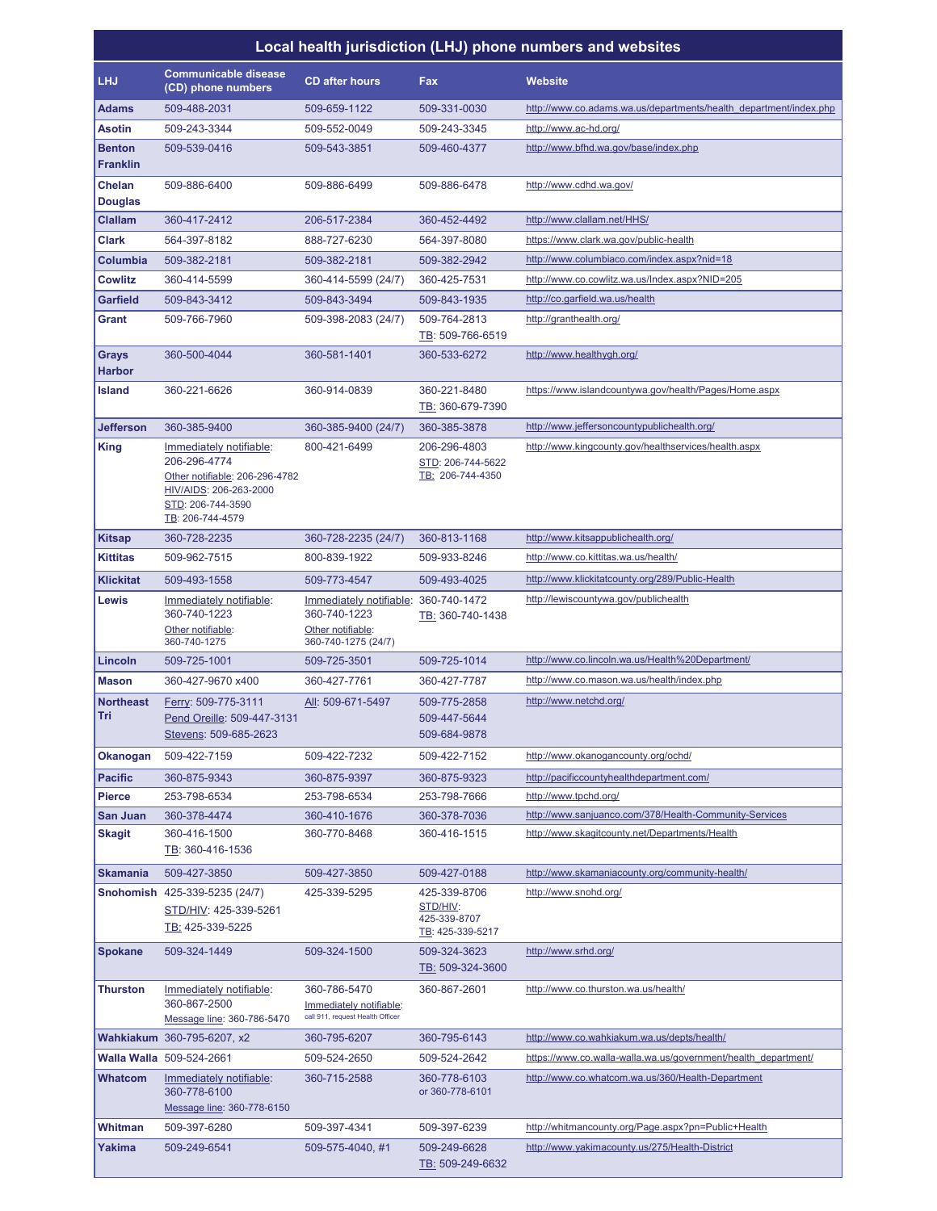# Local health jurisdiction (LHJ) phone numbers and websites

| LHJ | Communicable disease (CD) phone numbers | CD after hours | Fax | Website |
|---|---|---|---|---|
| **Adams** | 509-488-2031 | 509-659-1122 | 509-331-0030 | http://www.co.adams.wa.us/departments/health_department/index.php |
| **Asotin** | 509-243-3344 | 509-552-0049 | 509-243-3345 | http://www.ac-hd.org/ |
| **Benton Franklin** | 509-539-0416 | 509-543-3851 | 509-460-4377 | http://www.bfhd.wa.gov/base/index.php |
| **Chelan Douglas** | 509-886-6400 | 509-886-6499 | 509-886-6478 | http://www.cdhd.wa.gov/ |
| **Clallam** | 360-417-2412 | 206-517-2384 | 360-452-4492 | http://www.clallam.net/HHS/ |
| **Clark** | 564-397-8182 | 888-727-6230 | 564-397-8080 | https://www.clark.wa.gov/public-health |
| **Columbia** | 509-382-2181 | 509-382-2181 | 509-382-2942 | http://www.columbiaco.com/index.aspx?nid=18 |
| **Cowlitz** | 360-414-5599 | 360-414-5599 (24/7) | 360-425-7531 | http://www.co.cowlitz.wa.us/Index.aspx?NID=205 |
| **Garfield** | 509-843-3412 | 509-843-3494 | 509-843-1935 | http://co.garfield.wa.us/health |
| **Grant** | 509-766-7960 | 509-398-2083 (24/7) | 509-764-2813<br>TB: 509-766-6519 | http://granthealth.org/ |
| **Grays Harbor** | 360-500-4044 | 360-581-1401 | 360-533-6272 | http://www.healthygh.org/ |
| **Island** | 360-221-6626 | 360-914-0839 | 360-221-8480<br>TB: 360-679-7390 | https://www.islandcountywa.gov/health/Pages/Home.aspx |
| **Jefferson** | 360-385-9400 | 360-385-9400 (24/7) | 360-385-3878 | http://www.jeffersoncountypublichealth.org/ |
| **King** | Immediately notifiable: 206-296-4774<br>Other notifiable: 206-296-4782<br>HIV/AIDS: 206-263-2000<br>STD: 206-744-3590<br>TB: 206-744-4579 | 800-421-6499 | 206-296-4803<br>STD: 206-744-5622<br>TB: 206-744-4350 | http://www.kingcounty.gov/healthservices/health.aspx |
| **Kitsap** | 360-728-2235 | 360-728-2235 (24/7) | 360-813-1168 | http://www.kitsappublichealth.org/ |
| **Kittitas** | 509-962-7515 | 800-839-1922 | 509-933-8246 | http://www.co.kittitas.wa.us/health/ |
| **Klickitat** | 509-493-1558 | 509-773-4547 | 509-493-4025 | http://www.klickitatcounty.org/289/Public-Health |
| **Lewis** | Immediately notifiable: 360-740-1223<br>Other notifiable: 360-740-1275 | Immediately notifiable: 360-740-1223<br>Other notifiable: 360-740-1275 (24/7) | 360-740-1472<br>TB: 360-740-1438 | http://lewiscountywa.gov/publichealth |
| **Lincoln** | 509-725-1001 | 509-725-3501 | 509-725-1014 | http://www.co.lincoln.wa.us/Health%20Department/ |
| **Mason** | 360-427-9670 x400 | 360-427-7761 | 360-427-7787 | http://www.co.mason.wa.us/health/index.php |
| **Northeast Tri** | Ferry: 509-775-3111<br>Pend Oreille: 509-447-3131<br>Stevens: 509-685-2623 | All: 509-671-5497 | 509-775-2858<br>509-447-5644<br>509-684-9878 | http://www.netchd.org/ |
| **Okanogan** | 509-422-7159 | 509-422-7232 | 509-422-7152 | http://www.okanogancounty.org/ochd/ |
| **Pacific** | 360-875-9343 | 360-875-9397 | 360-875-9323 | http://pacificcountyhealthdepartment.com/ |
| **Pierce** | 253-798-6534 | 253-798-6534 | 253-798-7666 | http://www.tpchd.org/ |
| **San Juan** | 360-378-4474 | 360-410-1676 | 360-378-7036 | http://www.sanjuanco.com/378/Health-Community-Services |
| **Skagit** | 360-416-1500<br>TB: 360-416-1536 | 360-770-8468 | 360-416-1515 | http://www.skagitcounty.net/Departments/Health |
| **Skamania** | 509-427-3850 | 509-427-3850 | 509-427-0188 | http://www.skamaniacounty.org/community-health/ |
| **Snohomish** | 425-339-5235 (24/7)<br>STD/HIV: 425-339-5261<br>TB: 425-339-5225 | 425-339-5295 | 425-339-8706<br>STD/HIV: 425-339-8707<br>TB: 425-339-5217 | http://www.snohd.org/ |
| **Spokane** | 509-324-1449 | 509-324-1500 | 509-324-3623<br>TB: 509-324-3600 | http://www.srhd.org/ |
| **Thurston** | Immediately notifiable: 360-867-2500<br>Message line: 360-786-5470 | 360-786-5470<br>Immediately notifiable: call 911, request Health Officer | 360-867-2601 | http://www.co.thurston.wa.us/health/ |
| **Wahkiakum** | 360-795-6207, x2 | 360-795-6207 | 360-795-6143 | http://www.co.wahkiakum.wa.us/depts/health/ |
| **Walla Walla** | 509-524-2661 | 509-524-2650 | 509-524-2642 | https://www.co.walla-walla.wa.us/government/health_department/ |
| **Whatcom** | Immediately notifiable: 360-778-6100<br>Message line: 360-778-6150 | 360-715-2588 | 360-778-6103<br>or 360-778-6101 | http://www.co.whatcom.wa.us/360/Health-Department |
| **Whitman** | 509-397-6280 | 509-397-4341 | 509-397-6239 | http://whitmancounty.org/Page.aspx?pn=Public+Health |
| **Yakima** | 509-249-6541 | 509-575-4040, #1 | 509-249-6628<br>TB: 509-249-6632 | http://www.yakimacounty.us/275/Health-District |